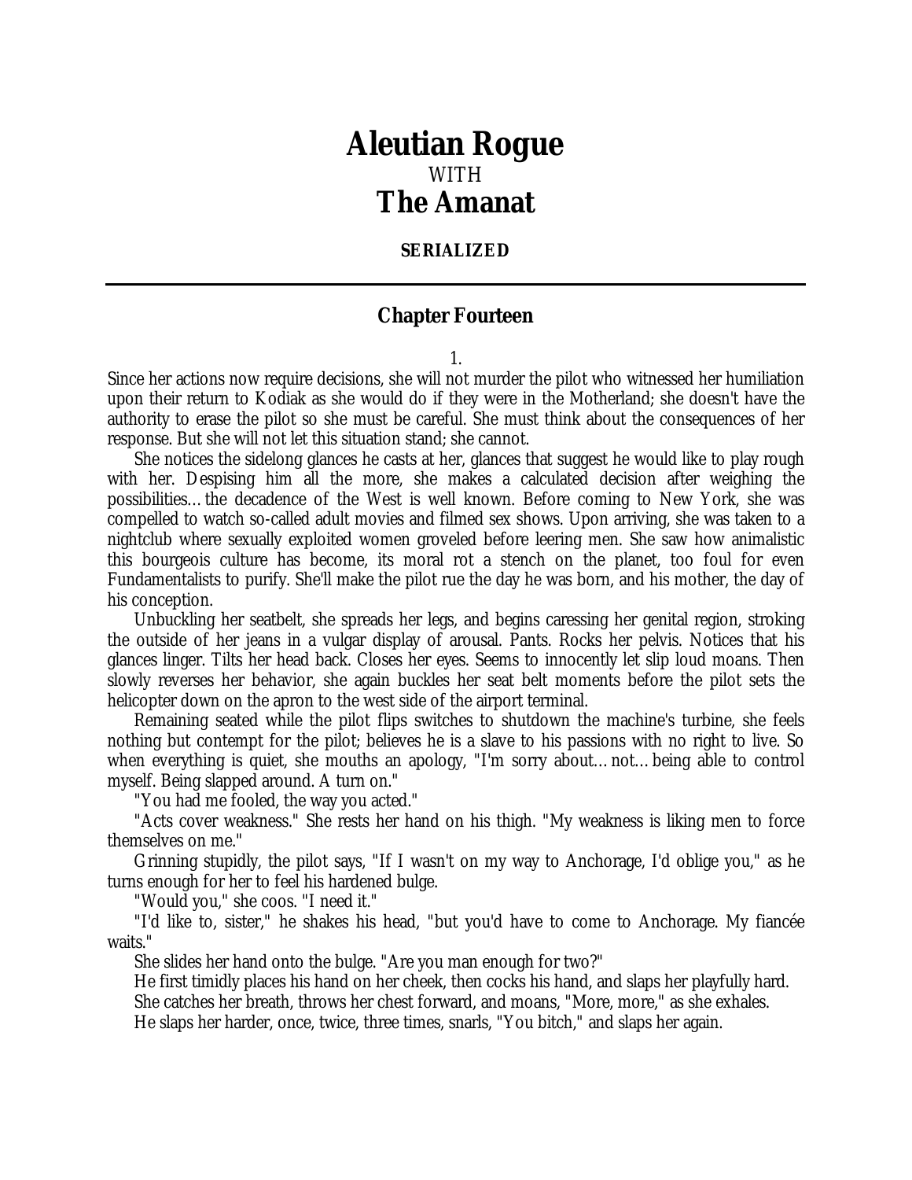# Aleutian Rogue

WITH

# The Amanat

**SERIALIZED**

---

## Chapter Fourteen

1.

Since her actions now require decisions, she will not murder the pilot who witnessed her humiliation upon their return to Kodiak as she would do if they were in the Motherland; she doesn't have the authority to erase the pilot so she must be careful. She must think about the consequences of her response. But she will not let this situation stand; she cannot.

She notices the sidelong glances he casts at her, glances that suggest he would like to play rough with her. Despising him all the more, she makes a calculated decision after weighing the possibilities… the decadence of the West is well known. Before coming to New York, she was compelled to watch so-called adult movies and filmed sex shows. Upon arriving, she was taken to a nightclub where sexually exploited women groveled before leering men. She saw how animalistic this bourgeois culture has become, its moral rot a stench on the planet, too foul for even Fundamentalists to purify. She'll make the pilot rue the day he was born, and his mother, the day of his conception.

Unbuckling her seatbelt, she spreads her legs, and begins caressing her genital region, stroking the outside of her jeans in a vulgar display of arousal. Pants. Rocks her pelvis. Notices that his glances linger. Tilts her head back. Closes her eyes. Seems to innocently let slip loud moans. Then slowly reverses her behavior, she again buckles her seat belt moments before the pilot sets the helicopter down on the apron to the west side of the airport terminal.

Remaining seated while the pilot flips switches to shutdown the machine's turbine, she feels nothing but contempt for the pilot; believes he is a slave to his passions with no right to live. So when everything is quiet, she mouths an apology, "I'm sorry about… not… being able to control myself. Being slapped around. A turn on."

"You had me fooled, the way you acted."

"Acts cover weakness." She rests her hand on his thigh. "My weakness is liking men to force themselves on me."

Grinning stupidly, the pilot says, "If I wasn't on my way to Anchorage, I'd oblige you," as he turns enough for her to feel his hardened bulge.

"Would you," she coos. "I need it."

"I'd like to, sister," he shakes his head, "but you'd have to come to Anchorage. My fiancée waits."

She slides her hand onto the bulge. "Are you man enough for two?"

He first timidly places his hand on her cheek, then cocks his hand, and slaps her playfully hard.

She catches her breath, throws her chest forward, and moans, "More, more," as she exhales.

He slaps her harder, once, twice, three times, snarls, "You bitch," and slaps her again.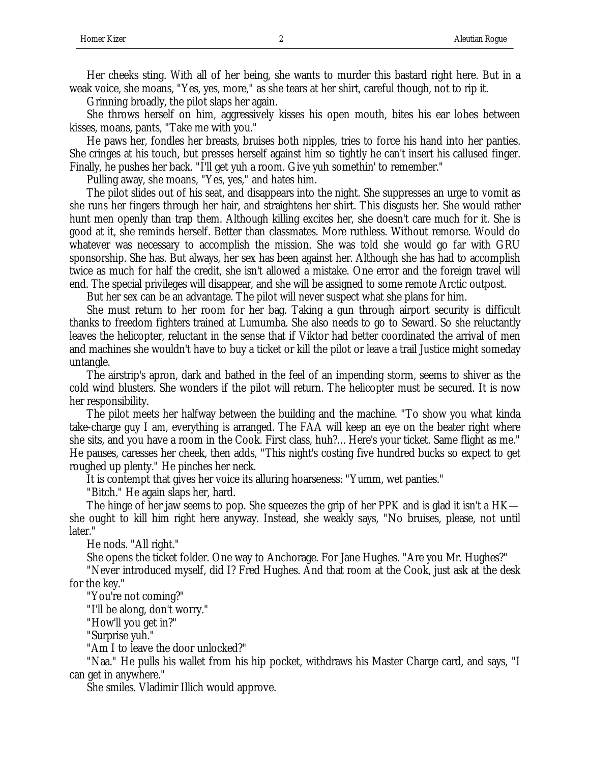Her cheeks sting. With all of her being, she wants to murder this bastard right here. But in a weak voice, she moans, "Yes, yes, more," as she tears at her shirt, careful though, not to rip it.

Grinning broadly, the pilot slaps her again.

She throws herself on him, aggressively kisses his open mouth, bites his ear lobes between kisses, moans, pants, "Take me with you."

He paws her, fondles her breasts, bruises both nipples, tries to force his hand into her panties. She cringes at his touch, but presses herself against him so tightly he can't insert his callused finger. Finally, he pushes her back. "I'll get yuh a room. Give yuh somethin' to remember."

Pulling away, she moans, "Yes, yes," and hates him.

The pilot slides out of his seat, and disappears into the night. She suppresses an urge to vomit as she runs her fingers through her hair, and straightens her shirt. This disgusts her. She would rather hunt men openly than trap them. Although killing excites her, she doesn't care much for it. She is good at it, she reminds herself. Better than classmates. More ruthless. Without remorse. Would do whatever was necessary to accomplish the mission. She was told she would go far with GRU sponsorship. She has. But always, her sex has been against her. Although she has had to accomplish twice as much for half the credit, she isn't allowed a mistake. One error and the foreign travel will end. The special privileges will disappear, and she will be assigned to some remote Arctic outpost.

But her sex can be an advantage. The pilot will never suspect what she plans for him.

She must return to her room for her bag. Taking a gun through airport security is difficult thanks to freedom fighters trained at Lumumba. She also needs to go to Seward. So she reluctantly leaves the helicopter, reluctant in the sense that if Viktor had better coordinated the arrival of men and machines she wouldn't have to buy a ticket or kill the pilot or leave a trail Justice might someday untangle.

The airstrip's apron, dark and bathed in the feel of an impending storm, seems to shiver as the cold wind blusters. She wonders if the pilot will return. The helicopter must be secured. It is now her responsibility.

The pilot meets her halfway between the building and the machine. "To show you what kinda take-charge guy I am, everything is arranged. The FAA will keep an eye on the beater right where she sits, and you have a room in the Cook. First class, huh?... Here's your ticket. Same flight as me." He pauses, caresses her cheek, then adds, "This night's costing five hundred bucks so expect to get roughed up plenty." He pinches her neck.

It is contempt that gives her voice its alluring hoarseness: "Yumm, wet panties."

"Bitch." He again slaps her, hard.

The hinge of her jaw seems to pop. She squeezes the grip of her PPK and is glad it isn't a HK—she ought to kill him right here anyway. Instead, she weakly says, "No bruises, please, not until later."

He nods. "All right."

She opens the ticket folder. One way to Anchorage. For Jane Hughes. "Are you Mr. Hughes?"

"Never introduced myself, did I? Fred Hughes. And that room at the Cook, just ask at the desk for the key."

"You're not coming?"

"I'll be along, don't worry."

"How'll you get in?"

"Surprise yuh."

"Am I to leave the door unlocked?"

"Naa." He pulls his wallet from his hip pocket, withdraws his Master Charge card, and says, "I can get in anywhere."

She smiles. Vladimir Illich would approve.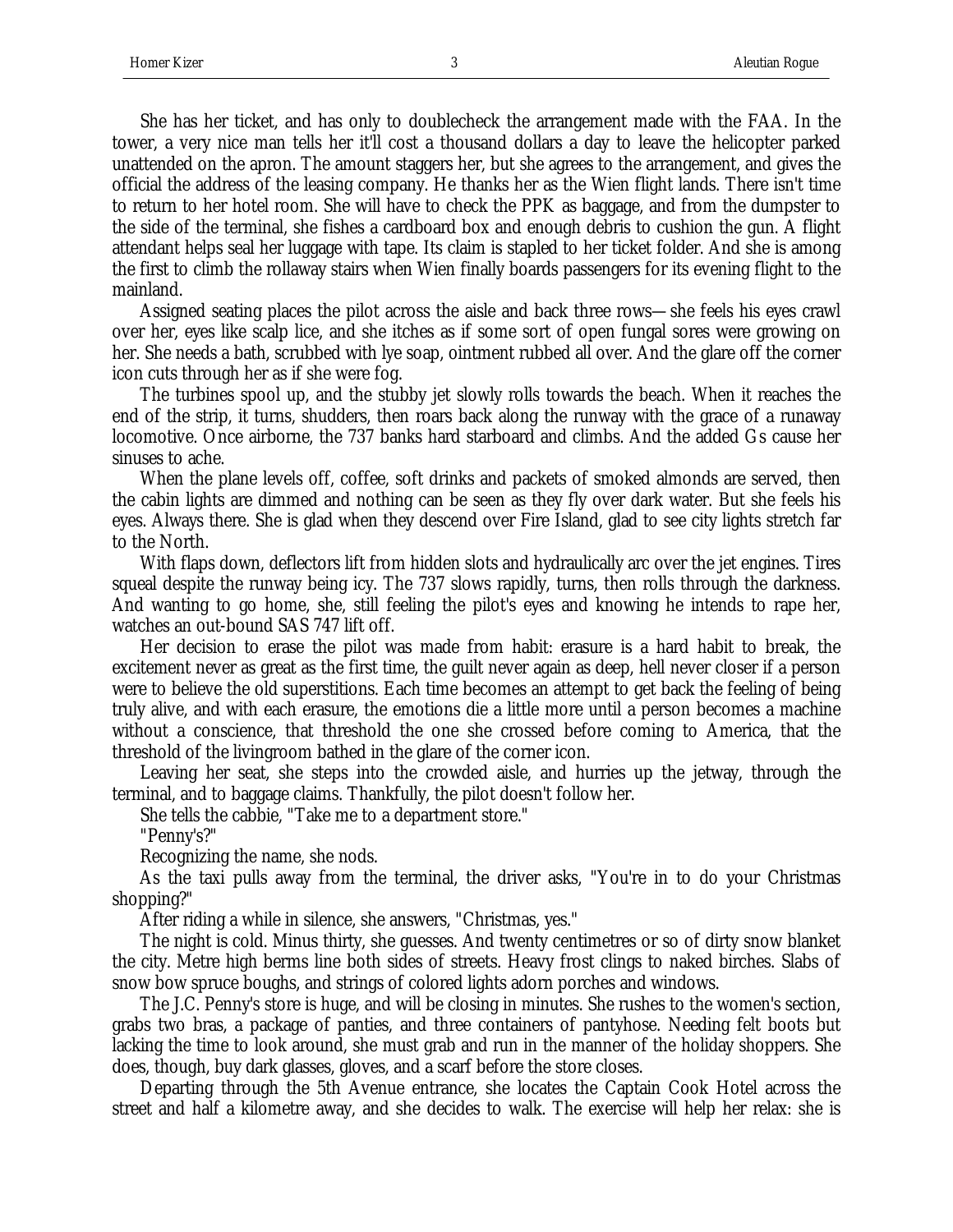She has her ticket, and has only to doublecheck the arrangement made with the FAA. In the tower, a very nice man tells her it'll cost a thousand dollars a day to leave the helicopter parked unattended on the apron. The amount staggers her, but she agrees to the arrangement, and gives the official the address of the leasing company. He thanks her as the Wien flight lands. There isn't time to return to her hotel room. She will have to check the PPK as baggage, and from the dumpster to the side of the terminal, she fishes a cardboard box and enough debris to cushion the gun. A flight attendant helps seal her luggage with tape. Its claim is stapled to her ticket folder. And she is among the first to climb the rollaway stairs when Wien finally boards passengers for its evening flight to the mainland.

Assigned seating places the pilot across the aisle and back three rows—she feels his eyes crawl over her, eyes like scalp lice, and she itches as if some sort of open fungal sores were growing on her. She needs a bath, scrubbed with lye soap, ointment rubbed all over. And the glare off the corner icon cuts through her as if she were fog.

The turbines spool up, and the stubby jet slowly rolls towards the beach. When it reaches the end of the strip, it turns, shudders, then roars back along the runway with the grace of a runaway locomotive. Once airborne, the 737 banks hard starboard and climbs. And the added Gs cause her sinuses to ache.

When the plane levels off, coffee, soft drinks and packets of smoked almonds are served, then the cabin lights are dimmed and nothing can be seen as they fly over dark water. But she feels his eyes. Always there. She is glad when they descend over Fire Island, glad to see city lights stretch far to the North.

With flaps down, deflectors lift from hidden slots and hydraulically arc over the jet engines. Tires squeal despite the runway being icy. The 737 slows rapidly, turns, then rolls through the darkness. And wanting to go home, she, still feeling the pilot's eyes and knowing he intends to rape her, watches an out-bound SAS 747 lift off.

Her decision to erase the pilot was made from habit: erasure is a hard habit to break, the excitement never as great as the first time, the guilt never again as deep, hell never closer if a person were to believe the old superstitions. Each time becomes an attempt to get back the feeling of being truly alive, and with each erasure, the emotions die a little more until a person becomes a machine without a conscience, that threshold the one she crossed before coming to America, that the threshold of the livingroom bathed in the glare of the corner icon.

Leaving her seat, she steps into the crowded aisle, and hurries up the jetway, through the terminal, and to baggage claims. Thankfully, the pilot doesn't follow her.

She tells the cabbie, "Take me to a department store."

"Penny's?"

Recognizing the name, she nods.

As the taxi pulls away from the terminal, the driver asks, "You're in to do your Christmas shopping?"

After riding a while in silence, she answers, "Christmas, yes."

The night is cold. Minus thirty, she guesses. And twenty centimetres or so of dirty snow blanket the city. Metre high berms line both sides of streets. Heavy frost clings to naked birches. Slabs of snow bow spruce boughs, and strings of colored lights adorn porches and windows.

The J.C. Penny's store is huge, and will be closing in minutes. She rushes to the women's section, grabs two bras, a package of panties, and three containers of pantyhose. Needing felt boots but lacking the time to look around, she must grab and run in the manner of the holiday shoppers. She does, though, buy dark glasses, gloves, and a scarf before the store closes.

Departing through the 5th Avenue entrance, she locates the Captain Cook Hotel across the street and half a kilometre away, and she decides to walk. The exercise will help her relax: she is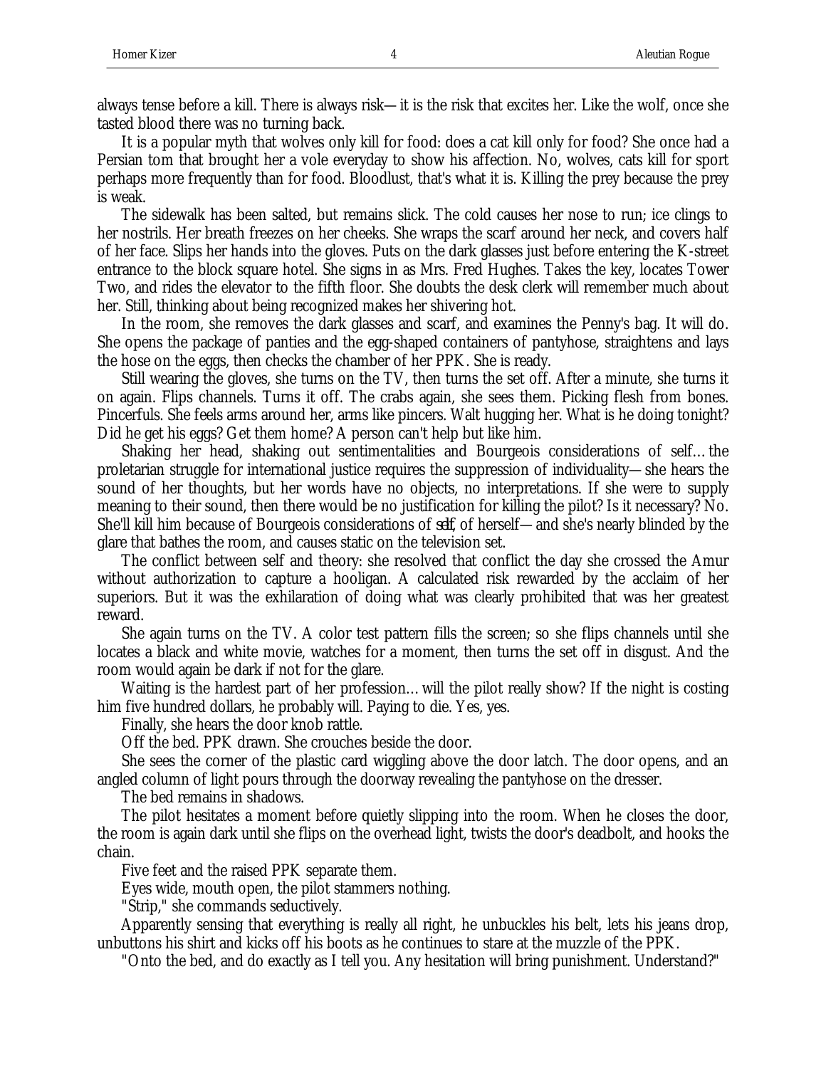always tense before a kill. There is always risk—it is the risk that excites her. Like the wolf, once she tasted blood there was no turning back.

It is a popular myth that wolves only kill for food: does a cat kill only for food? She once had a Persian tom that brought her a vole everyday to show his affection. No, wolves, cats kill for sport perhaps more frequently than for food. Bloodlust, that's what it is. Killing the prey because the prey is weak.

The sidewalk has been salted, but remains slick. The cold causes her nose to run; ice clings to her nostrils. Her breath freezes on her cheeks. She wraps the scarf around her neck, and covers half of her face. Slips her hands into the gloves. Puts on the dark glasses just before entering the K-street entrance to the block square hotel. She signs in as Mrs. Fred Hughes. Takes the key, locates Tower Two, and rides the elevator to the fifth floor. She doubts the desk clerk will remember much about her. Still, thinking about being recognized makes her shivering hot.

In the room, she removes the dark glasses and scarf, and examines the Penny's bag. It will do. She opens the package of panties and the egg-shaped containers of pantyhose, straightens and lays the hose on the eggs, then checks the chamber of her PPK. She is ready.

Still wearing the gloves, she turns on the TV, then turns the set off. After a minute, she turns it on again. Flips channels. Turns it off. The crabs again, she sees them. Picking flesh from bones. Pincerfuls. She feels arms around her, arms like pincers. Walt hugging her. What is he doing tonight? Did he get his eggs? Get them home? A person can't help but like him.

Shaking her head, shaking out sentimentalities and Bourgeois considerations of self…the proletarian struggle for international justice requires the suppression of individuality—she hears the sound of her thoughts, but her words have no objects, no interpretations. If she were to supply meaning to their sound, then there would be no justification for killing the pilot? Is it necessary? No. She'll kill him because of Bourgeois considerations of *self*, of herself—and she's nearly blinded by the glare that bathes the room, and causes static on the television set.

The conflict between self and theory: she resolved that conflict the day she crossed the Amur without authorization to capture a hooligan. A calculated risk rewarded by the acclaim of her superiors. But it was the exhilaration of doing what was clearly prohibited that was her greatest reward.

She again turns on the TV. A color test pattern fills the screen; so she flips channels until she locates a black and white movie, watches for a moment, then turns the set off in disgust. And the room would again be dark if not for the glare.

Waiting is the hardest part of her profession…will the pilot really show? If the night is costing him five hundred dollars, he probably will. Paying to die. Yes, yes.

Finally, she hears the door knob rattle.

Off the bed. PPK drawn. She crouches beside the door.

She sees the corner of the plastic card wiggling above the door latch. The door opens, and an angled column of light pours through the doorway revealing the pantyhose on the dresser.

The bed remains in shadows.

The pilot hesitates a moment before quietly slipping into the room. When he closes the door, the room is again dark until she flips on the overhead light, twists the door's deadbolt, and hooks the chain.

Five feet and the raised PPK separate them.

Eyes wide, mouth open, the pilot stammers nothing.

"Strip," she commands seductively.

Apparently sensing that everything is really all right, he unbuckles his belt, lets his jeans drop, unbuttons his shirt and kicks off his boots as he continues to stare at the muzzle of the PPK.

"Onto the bed, and do exactly as I tell you. Any hesitation will bring punishment. Understand?"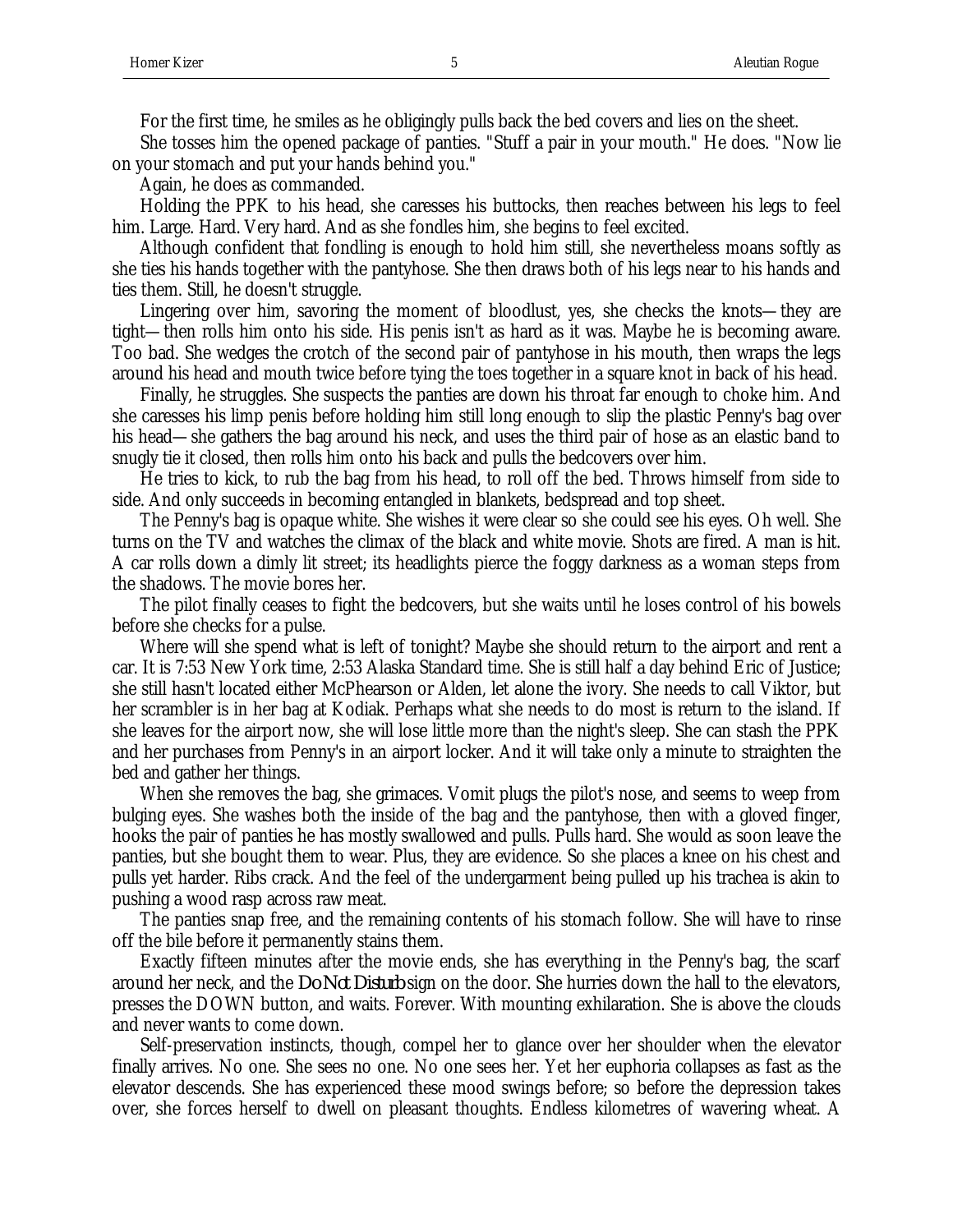For the first time, he smiles as he obligingly pulls back the bed covers and lies on the sheet.

She tosses him the opened package of panties. "Stuff a pair in your mouth." He does. "Now lie on your stomach and put your hands behind you."

Again, he does as commanded.

Holding the PPK to his head, she caresses his buttocks, then reaches between his legs to feel him. Large. Hard. Very hard. And as she fondles him, she begins to feel excited.

Although confident that fondling is enough to hold him still, she nevertheless moans softly as she ties his hands together with the pantyhose. She then draws both of his legs near to his hands and ties them. Still, he doesn't struggle.

Lingering over him, savoring the moment of bloodlust, yes, she checks the knots—they are tight—then rolls him onto his side. His penis isn't as hard as it was. Maybe he is becoming aware. Too bad. She wedges the crotch of the second pair of pantyhose in his mouth, then wraps the legs around his head and mouth twice before tying the toes together in a square knot in back of his head.

Finally, he struggles. She suspects the panties are down his throat far enough to choke him. And she caresses his limp penis before holding him still long enough to slip the plastic Penny's bag over his head—she gathers the bag around his neck, and uses the third pair of hose as an elastic band to snugly tie it closed, then rolls him onto his back and pulls the bedcovers over him.

He tries to kick, to rub the bag from his head, to roll off the bed. Throws himself from side to side. And only succeeds in becoming entangled in blankets, bedspread and top sheet.

The Penny's bag is opaque white. She wishes it were clear so she could see his eyes. Oh well. She turns on the TV and watches the climax of the black and white movie. Shots are fired. A man is hit. A car rolls down a dimly lit street; its headlights pierce the foggy darkness as a woman steps from the shadows. The movie bores her.

The pilot finally ceases to fight the bedcovers, but she waits until he loses control of his bowels before she checks for a pulse.

Where will she spend what is left of tonight? Maybe she should return to the airport and rent a car. It is 7:53 New York time, 2:53 Alaska Standard time. She is still half a day behind Eric of Justice; she still hasn't located either McPhearson or Alden, let alone the ivory. She needs to call Viktor, but her scrambler is in her bag at Kodiak. Perhaps what she needs to do most is return to the island. If she leaves for the airport now, she will lose little more than the night's sleep. She can stash the PPK and her purchases from Penny's in an airport locker. And it will take only a minute to straighten the bed and gather her things.

When she removes the bag, she grimaces. Vomit plugs the pilot's nose, and seems to weep from bulging eyes. She washes both the inside of the bag and the pantyhose, then with a gloved finger, hooks the pair of panties he has mostly swallowed and pulls. Pulls hard. She would as soon leave the panties, but she bought them to wear. Plus, they are evidence. So she places a knee on his chest and pulls yet harder. Ribs crack. And the feel of the undergarment being pulled up his trachea is akin to pushing a wood rasp across raw meat.

The panties snap free, and the remaining contents of his stomach follow. She will have to rinse off the bile before it permanently stains them.

Exactly fifteen minutes after the movie ends, she has everything in the Penny's bag, the scarf around her neck, and the *Do Not Disturb* sign on the door. She hurries down the hall to the elevators, presses the DOWN button, and waits. Forever. With mounting exhilaration. She is above the clouds and never wants to come down.

Self-preservation instincts, though, compel her to glance over her shoulder when the elevator finally arrives. No one. She sees no one. No one sees her. Yet her euphoria collapses as fast as the elevator descends. She has experienced these mood swings before; so before the depression takes over, she forces herself to dwell on pleasant thoughts. Endless kilometres of wavering wheat. A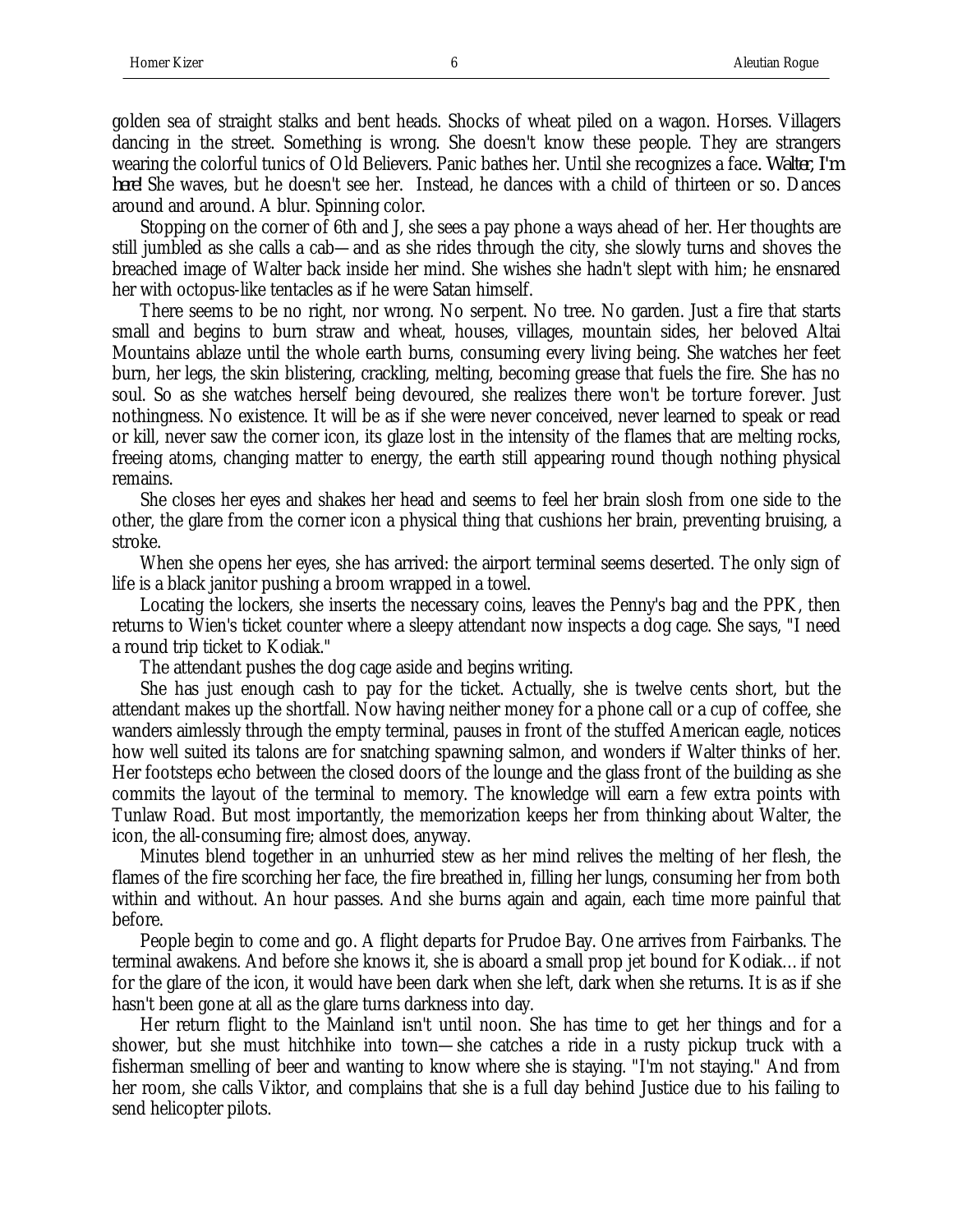golden sea of straight stalks and bent heads. Shocks of wheat piled on a wagon. Horses. Villagers dancing in the street. Something is wrong. She doesn't know these people. They are strangers wearing the colorful tunics of Old Believers. Panic bathes her. Until she recognizes a face. *Walter, I'm here!* She waves, but he doesn't see her. Instead, he dances with a child of thirteen or so. Dances around and around. A blur. Spinning color.

Stopping on the corner of 6th and J, she sees a pay phone a ways ahead of her. Her thoughts are still jumbled as she calls a cab—and as she rides through the city, she slowly turns and shoves the breached image of Walter back inside her mind. She wishes she hadn't slept with him; he ensnared her with octopus-like tentacles as if he were Satan himself.

There seems to be no right, nor wrong. No serpent. No tree. No garden. Just a fire that starts small and begins to burn straw and wheat, houses, villages, mountain sides, her beloved Altai Mountains ablaze until the whole earth burns, consuming every living being. She watches her feet burn, her legs, the skin blistering, crackling, melting, becoming grease that fuels the fire. She has no soul. So as she watches herself being devoured, she realizes there won't be torture forever. Just nothingness. No existence. It will be as if she were never conceived, never learned to speak or read or kill, never saw the corner icon, its glaze lost in the intensity of the flames that are melting rocks, freeing atoms, changing matter to energy, the earth still appearing round though nothing physical remains.

She closes her eyes and shakes her head and seems to feel her brain slosh from one side to the other, the glare from the corner icon a physical thing that cushions her brain, preventing bruising, a stroke.

When she opens her eyes, she has arrived: the airport terminal seems deserted. The only sign of life is a black janitor pushing a broom wrapped in a towel.

Locating the lockers, she inserts the necessary coins, leaves the Penny's bag and the PPK, then returns to Wien's ticket counter where a sleepy attendant now inspects a dog cage. She says, "I need a round trip ticket to Kodiak."

The attendant pushes the dog cage aside and begins writing.

She has just enough cash to pay for the ticket. Actually, she is twelve cents short, but the attendant makes up the shortfall. Now having neither money for a phone call or a cup of coffee, she wanders aimlessly through the empty terminal, pauses in front of the stuffed American eagle, notices how well suited its talons are for snatching spawning salmon, and wonders if Walter thinks of her. Her footsteps echo between the closed doors of the lounge and the glass front of the building as she commits the layout of the terminal to memory. The knowledge will earn a few extra points with Tunlaw Road. But most importantly, the memorization keeps her from thinking about Walter, the icon, the all-consuming fire; almost does, anyway.

Minutes blend together in an unhurried stew as her mind relives the melting of her flesh, the flames of the fire scorching her face, the fire breathed in, filling her lungs, consuming her from both within and without. An hour passes. And she burns again and again, each time more painful that before.

People begin to come and go. A flight departs for Prudoe Bay. One arrives from Fairbanks. The terminal awakens. And before she knows it, she is aboard a small prop jet bound for Kodiak... if not for the glare of the icon, it would have been dark when she left, dark when she returns. It is as if she hasn't been gone at all as the glare turns darkness into day.

Her return flight to the Mainland isn't until noon. She has time to get her things and for a shower, but she must hitchhike into town—she catches a ride in a rusty pickup truck with a fisherman smelling of beer and wanting to know where she is staying. "I'm not staying." And from her room, she calls Viktor, and complains that she is a full day behind Justice due to his failing to send helicopter pilots.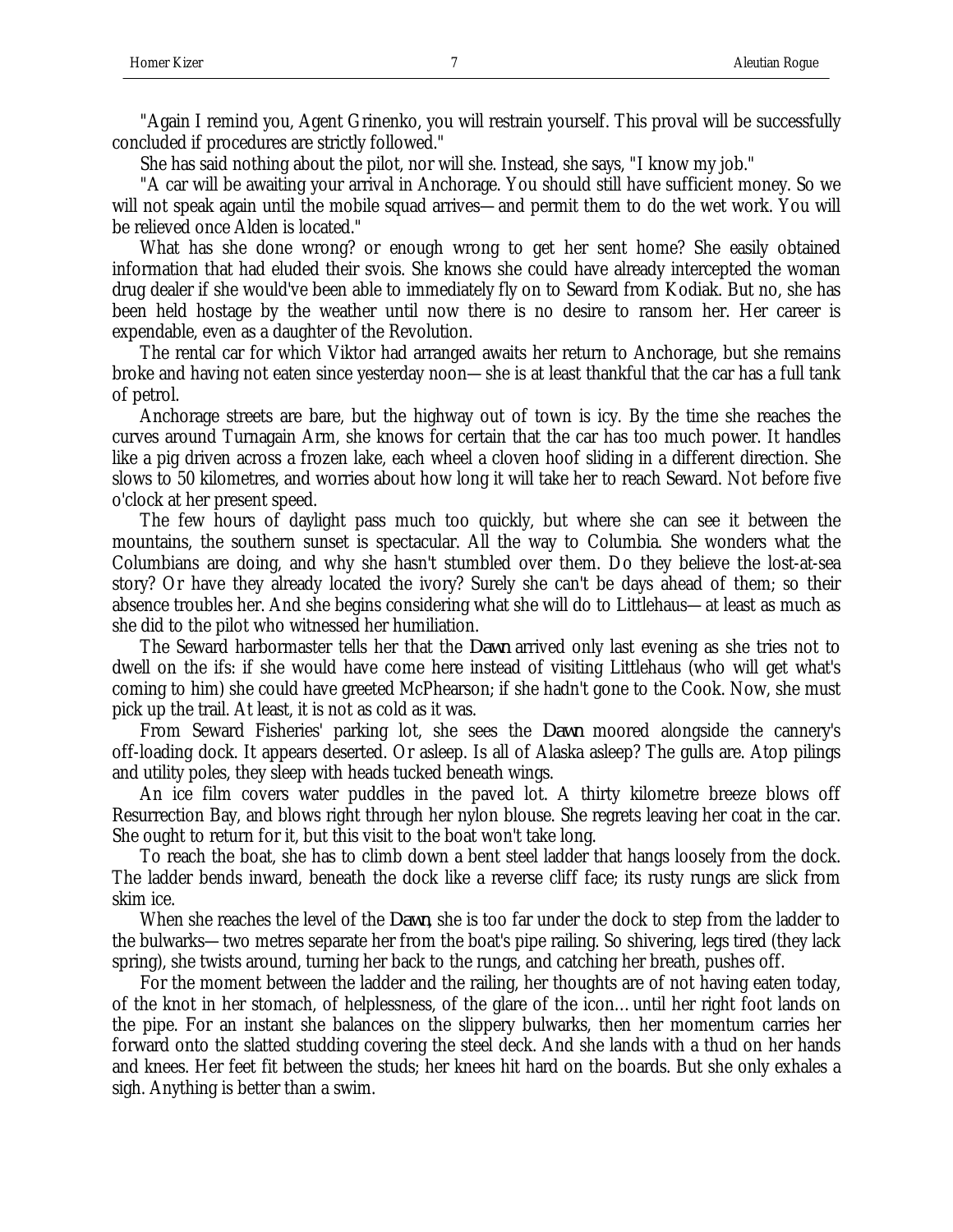"Again I remind you, Agent Grinenko, you will restrain yourself. This proval will be successfully concluded if procedures are strictly followed."

She has said nothing about the pilot, nor will she. Instead, she says, "I know my job."

"A car will be awaiting your arrival in Anchorage. You should still have sufficient money. So we will not speak again until the mobile squad arrives—and permit them to do the wet work. You will be relieved once Alden is located."

What has she done wrong? or enough wrong to get her sent home? She easily obtained information that had eluded their svois. She knows she could have already intercepted the woman drug dealer if she would've been able to immediately fly on to Seward from Kodiak. But no, she has been held hostage by the weather until now there is no desire to ransom her. Her career is expendable, even as a daughter of the Revolution.

The rental car for which Viktor had arranged awaits her return to Anchorage, but she remains broke and having not eaten since yesterday noon—she is at least thankful that the car has a full tank of petrol.

Anchorage streets are bare, but the highway out of town is icy. By the time she reaches the curves around Turnagain Arm, she knows for certain that the car has too much power. It handles like a pig driven across a frozen lake, each wheel a cloven hoof sliding in a different direction. She slows to 50 kilometres, and worries about how long it will take her to reach Seward. Not before five o'clock at her present speed.

The few hours of daylight pass much too quickly, but where she can see it between the mountains, the southern sunset is spectacular. All the way to Columbia. She wonders what the Columbians are doing, and why she hasn't stumbled over them. Do they believe the lost-at-sea story? Or have they already located the ivory? Surely she can't be days ahead of them; so their absence troubles her. And she begins considering what she will do to Littlehaus—at least as much as she did to the pilot who witnessed her humiliation.

The Seward harbormaster tells her that the *Dawn* arrived only last evening as she tries not to dwell on the ifs: if she would have come here instead of visiting Littlehaus (who will get what's coming to him) she could have greeted McPhearson; if she hadn't gone to the Cook. Now, she must pick up the trail. At least, it is not as cold as it was.

From Seward Fisheries' parking lot, she sees the *Dawn* moored alongside the cannery's off-loading dock. It appears deserted. Or asleep. Is all of Alaska asleep? The gulls are. Atop pilings and utility poles, they sleep with heads tucked beneath wings.

An ice film covers water puddles in the paved lot. A thirty kilometre breeze blows off Resurrection Bay, and blows right through her nylon blouse. She regrets leaving her coat in the car. She ought to return for it, but this visit to the boat won't take long.

To reach the boat, she has to climb down a bent steel ladder that hangs loosely from the dock. The ladder bends inward, beneath the dock like a reverse cliff face; its rusty rungs are slick from skim ice.

When she reaches the level of the *Dawn*, she is too far under the dock to step from the ladder to the bulwarks—two metres separate her from the boat's pipe railing. So shivering, legs tired (they lack spring), she twists around, turning her back to the rungs, and catching her breath, pushes off.

For the moment between the ladder and the railing, her thoughts are of not having eaten today, of the knot in her stomach, of helplessness, of the glare of the icon… until her right foot lands on the pipe. For an instant she balances on the slippery bulwarks, then her momentum carries her forward onto the slatted studding covering the steel deck. And she lands with a thud on her hands and knees. Her feet fit between the studs; her knees hit hard on the boards. But she only exhales a sigh. Anything is better than a swim.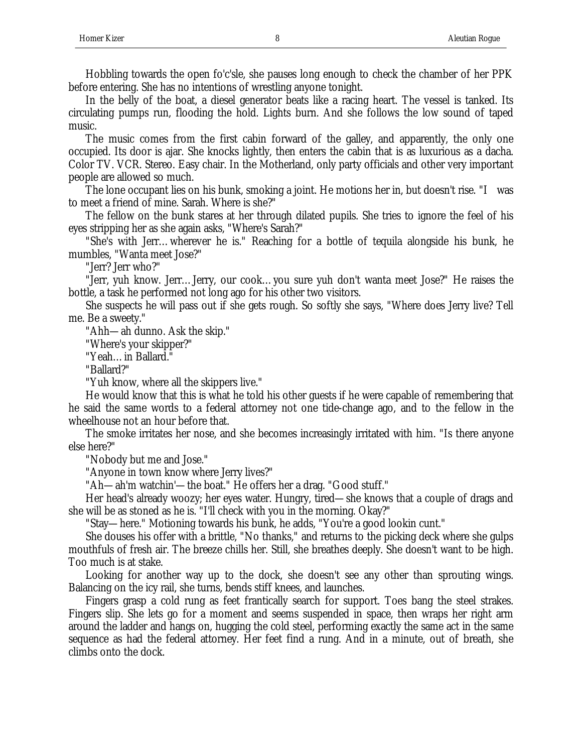Hobbling towards the open fo'c'sle, she pauses long enough to check the chamber of her PPK before entering. She has no intentions of wrestling anyone tonight.

In the belly of the boat, a diesel generator beats like a racing heart. The vessel is tanked. Its circulating pumps run, flooding the hold. Lights burn. And she follows the low sound of taped music.

The music comes from the first cabin forward of the galley, and apparently, the only one occupied. Its door is ajar. She knocks lightly, then enters the cabin that is as luxurious as a dacha. Color TV. VCR. Stereo. Easy chair. In the Motherland, only party officials and other very important people are allowed so much.

The lone occupant lies on his bunk, smoking a joint. He motions her in, but doesn't rise. "I was to meet a friend of mine. Sarah. Where is she?"

The fellow on the bunk stares at her through dilated pupils. She tries to ignore the feel of his eyes stripping her as she again asks, "Where's Sarah?"

"She's with Jerr…wherever he is." Reaching for a bottle of tequila alongside his bunk, he mumbles, "Wanta meet Jose?"

"Jerr? Jerr who?"

"Jerr, yuh know. Jerr…Jerry, our cook…you sure yuh don't wanta meet Jose?" He raises the bottle, a task he performed not long ago for his other two visitors.

She suspects he will pass out if she gets rough. So softly she says, "Where does Jerry live? Tell me. Be a sweety."

"Ahh—ah dunno. Ask the skip."

"Where's your skipper?"

"Yeah…in Ballard."

"Ballard?"

"Yuh know, where all the skippers live."

He would know that this is what he told his other guests if he were capable of remembering that he said the same words to a federal attorney not one tide-change ago, and to the fellow in the wheelhouse not an hour before that.

The smoke irritates her nose, and she becomes increasingly irritated with him. "Is there anyone else here?"

"Nobody but me and Jose."

"Anyone in town know where Jerry lives?"

"Ah—ah'm watchin'—the boat." He offers her a drag. "Good stuff."

Her head's already woozy; her eyes water. Hungry, tired—she knows that a couple of drags and she will be as stoned as he is. "I'll check with you in the morning. Okay?"

"Stay—here." Motioning towards his bunk, he adds, "You're a good lookin cunt."

She douses his offer with a brittle, "No thanks," and returns to the picking deck where she gulps mouthfuls of fresh air. The breeze chills her. Still, she breathes deeply. She doesn't want to be high. Too much is at stake.

Looking for another way up to the dock, she doesn't see any other than sprouting wings. Balancing on the icy rail, she turns, bends stiff knees, and launches.

Fingers grasp a cold rung as feet frantically search for support. Toes bang the steel strakes. Fingers slip. She lets go for a moment and seems suspended in space, then wraps her right arm around the ladder and hangs on, hugging the cold steel, performing exactly the same act in the same sequence as had the federal attorney. Her feet find a rung. And in a minute, out of breath, she climbs onto the dock.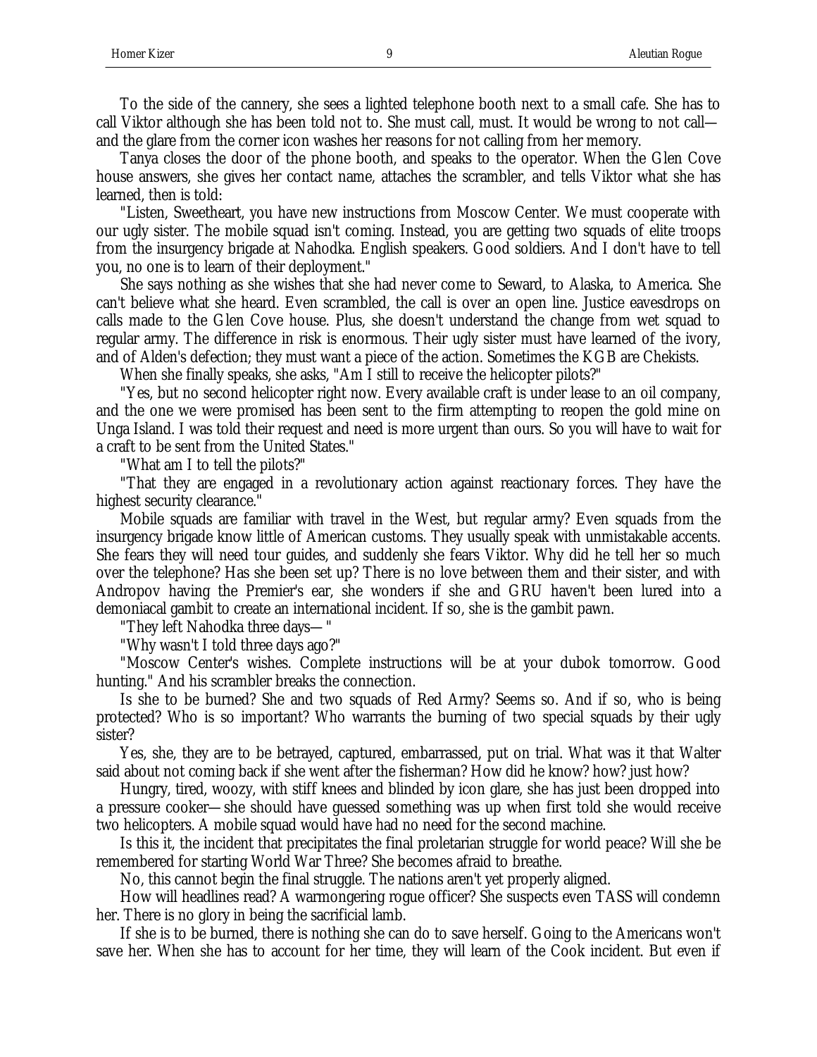To the side of the cannery, she sees a lighted telephone booth next to a small cafe. She has to call Viktor although she has been told not to. She must call, must. It would be wrong to not call—and the glare from the corner icon washes her reasons for not calling from her memory.

Tanya closes the door of the phone booth, and speaks to the operator. When the Glen Cove house answers, she gives her contact name, attaches the scrambler, and tells Viktor what she has learned, then is told:

"Listen, Sweetheart, you have new instructions from Moscow Center. We must cooperate with our ugly sister. The mobile squad isn't coming. Instead, you are getting two squads of elite troops from the insurgency brigade at Nahodka. English speakers. Good soldiers. And I don't have to tell you, no one is to learn of their deployment."

She says nothing as she wishes that she had never come to Seward, to Alaska, to America. She can't believe what she heard. Even scrambled, the call is over an open line. Justice eavesdrops on calls made to the Glen Cove house. Plus, she doesn't understand the change from wet squad to regular army. The difference in risk is enormous. Their ugly sister must have learned of the ivory, and of Alden's defection; they must want a piece of the action. Sometimes the KGB are Chekists.

When she finally speaks, she asks, "Am I still to receive the helicopter pilots?"

"Yes, but no second helicopter right now. Every available craft is under lease to an oil company, and the one we were promised has been sent to the firm attempting to reopen the gold mine on Unga Island. I was told their request and need is more urgent than ours. So you will have to wait for a craft to be sent from the United States."

"What am I to tell the pilots?"

"That they are engaged in a revolutionary action against reactionary forces. They have the highest security clearance."

Mobile squads are familiar with travel in the West, but regular army? Even squads from the insurgency brigade know little of American customs. They usually speak with unmistakable accents. She fears they will need tour guides, and suddenly she fears Viktor. Why did he tell her so much over the telephone? Has she been set up? There is no love between them and their sister, and with Andropov having the Premier's ear, she wonders if she and GRU haven't been lured into a demoniacal gambit to create an international incident. If so, she is the gambit pawn.

"They left Nahodka three days— "

"Why wasn't I told three days ago?"

"Moscow Center's wishes. Complete instructions will be at your dubok tomorrow. Good hunting." And his scrambler breaks the connection.

Is she to be burned? She and two squads of Red Army? Seems so. And if so, who is being protected? Who is so important? Who warrants the burning of two special squads by their ugly sister?

Yes, she, they are to be betrayed, captured, embarrassed, put on trial. What was it that Walter said about not coming back if she went after the fisherman? How did he know? how? just how?

Hungry, tired, woozy, with stiff knees and blinded by icon glare, she has just been dropped into a pressure cooker—she should have guessed something was up when first told she would receive two helicopters. A mobile squad would have had no need for the second machine.

Is this it, the incident that precipitates the final proletarian struggle for world peace? Will she be remembered for starting World War Three? She becomes afraid to breathe.

No, this cannot begin the final struggle. The nations aren't yet properly aligned.

How will headlines read? A warmongering rogue officer? She suspects even TASS will condemn her. There is no glory in being the sacrificial lamb.

If she is to be burned, there is nothing she can do to save herself. Going to the Americans won't save her. When she has to account for her time, they will learn of the Cook incident. But even if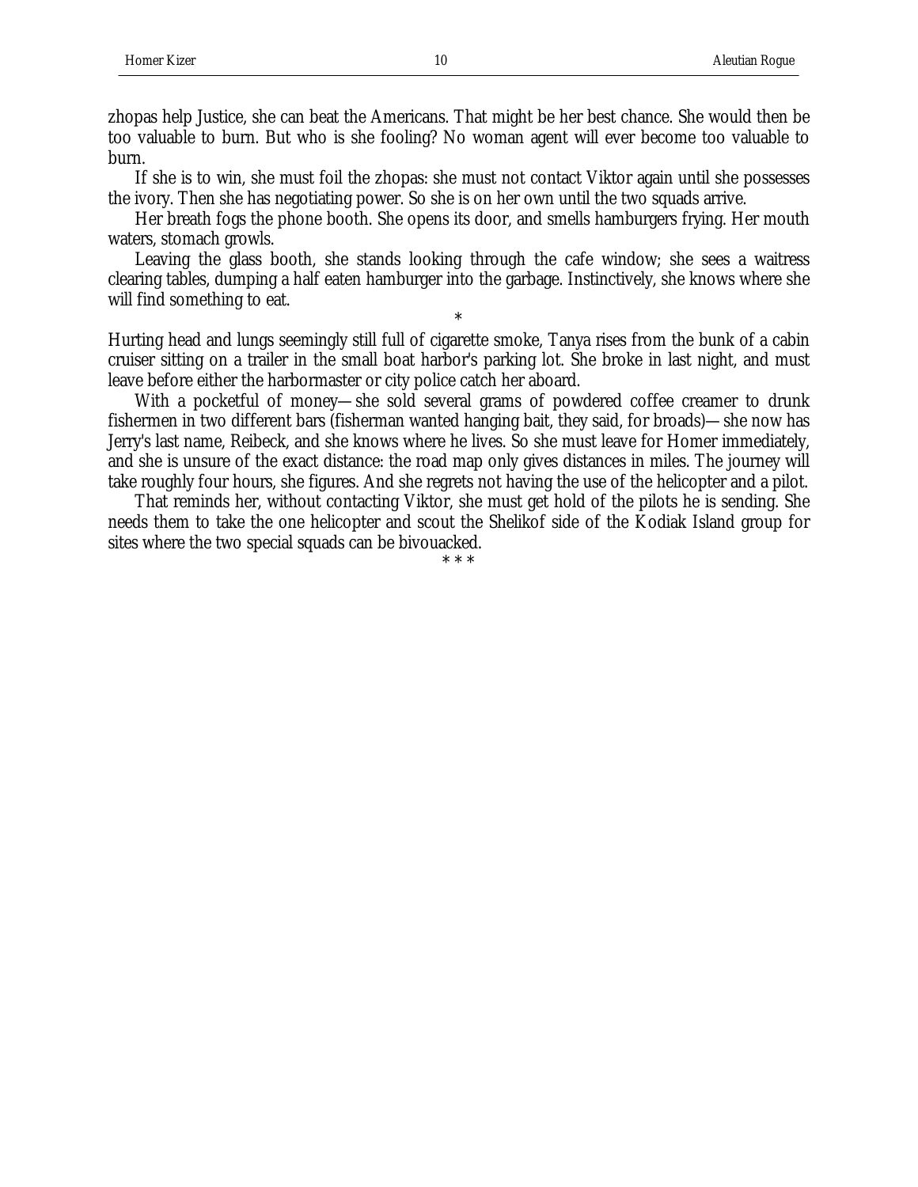zhopas help Justice, she can beat the Americans. That might be her best chance. She would then be too valuable to burn. But who is she fooling? No woman agent will ever become too valuable to burn.

If she is to win, she must foil the zhopas: she must not contact Viktor again until she possesses the ivory. Then she has negotiating power. So she is on her own until the two squads arrive.

Her breath fogs the phone booth. She opens its door, and smells hamburgers frying. Her mouth waters, stomach growls.

Leaving the glass booth, she stands looking through the cafe window; she sees a waitress clearing tables, dumping a half eaten hamburger into the garbage. Instinctively, she knows where she will find something to eat.

*

Hurting head and lungs seemingly still full of cigarette smoke, Tanya rises from the bunk of a cabin cruiser sitting on a trailer in the small boat harbor's parking lot. She broke in last night, and must leave before either the harbormaster or city police catch her aboard.

With a pocketful of money—she sold several grams of powdered coffee creamer to drunk fishermen in two different bars (fisherman wanted hanging bait, they said, for broads)—she now has Jerry's last name, Reibeck, and she knows where he lives. So she must leave for Homer immediately, and she is unsure of the exact distance: the road map only gives distances in miles. The journey will take roughly four hours, she figures. And she regrets not having the use of the helicopter and a pilot.

That reminds her, without contacting Viktor, she must get hold of the pilots he is sending. She needs them to take the one helicopter and scout the Shelikof side of the Kodiak Island group for sites where the two special squads can be bivouacked.

* * *